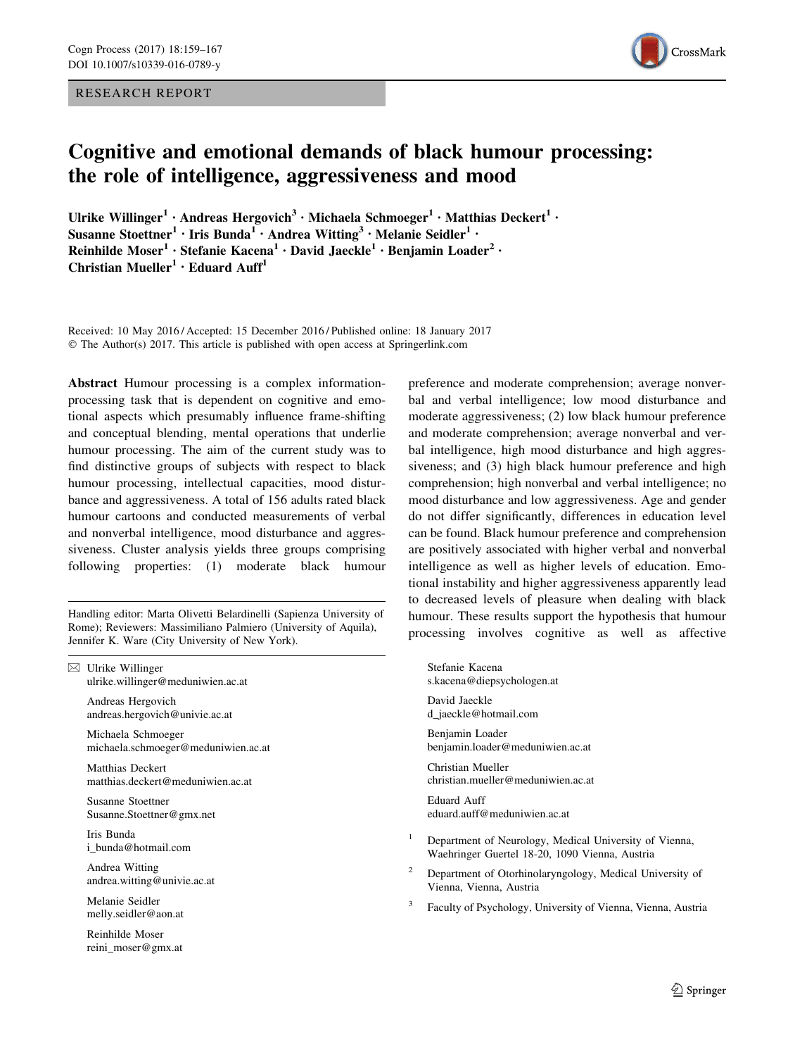RESEARCH REPORT

# Cognitive and emotional demands of black humour processing: the role of intelligence, aggressiveness and mood

Ulrike Willinger[1] · Andreas Hergovich[3] · Michaela Schmoeger[1] · Matthias Deckert[1] · Susanne Stoettner[1] · Iris Bunda[1] · Andrea Witting[3] · Melanie Seidler[1] · Reinhilde Moser[1] · Stefanie Kacena[1] · David Jaeckle[1] · Benjamin Loader[2] · Christian Mueller[1] · Eduard Auff[1]

Received: 10 May 2016 / Accepted: 15 December 2016 / Published online: 18 January 2017
© The Author(s) 2017. This article is published with open access at Springerlink.com

**Abstract** Humour processing is a complex information-processing task that is dependent on cognitive and emotional aspects which presumably influence frame-shifting and conceptual blending, mental operations that underlie humour processing. The aim of the current study was to find distinctive groups of subjects with respect to black humour processing, intellectual capacities, mood disturbance and aggressiveness. A total of 156 adults rated black humour cartoons and conducted measurements of verbal and nonverbal intelligence, mood disturbance and aggressiveness. Cluster analysis yields three groups comprising following properties: (1) moderate black humour preference and moderate comprehension; average nonverbal and verbal intelligence; low mood disturbance and moderate aggressiveness; (2) low black humour preference and moderate comprehension; average nonverbal and verbal intelligence, high mood disturbance and high aggressiveness; and (3) high black humour preference and high comprehension; high nonverbal and verbal intelligence; no mood disturbance and low aggressiveness. Age and gender do not differ significantly, differences in education level can be found. Black humour preference and comprehension are positively associated with higher verbal and nonverbal intelligence as well as higher levels of education. Emotional instability and higher aggressiveness apparently lead to decreased levels of pleasure when dealing with black humour. These results support the hypothesis that humour processing involves cognitive as well as affective

Handling editor: Marta Olivetti Belardinelli (Sapienza University of Rome); Reviewers: Massimiliano Palmiero (University of Aquila), Jennifer K. Ware (City University of New York).

✉ Ulrike Willinger
ulrike.willinger@meduniwien.ac.at

Andreas Hergovich
andreas.hergovich@univie.ac.at

Michaela Schmoeger
michaela.schmoeger@meduniwien.ac.at

Matthias Deckert
matthias.deckert@meduniwien.ac.at

Susanne Stoettner
Susanne.Stoettner@gmx.net

Iris Bunda
i_bunda@hotmail.com

Andrea Witting
andrea.witting@univie.ac.at

Melanie Seidler
melly.seidler@aon.at

Reinhilde Moser
reini_moser@gmx.at

Stefanie Kacena
s.kacena@diepsychologen.at

David Jaeckle
d_jaeckle@hotmail.com

Benjamin Loader
benjamin.loader@meduniwien.ac.at

Christian Mueller
christian.mueller@meduniwien.ac.at

Eduard Auff
eduard.auff@meduniwien.ac.at

[1] Department of Neurology, Medical University of Vienna, Waehringer Guertel 18-20, 1090 Vienna, Austria

[2] Department of Otorhinolaryngology, Medical University of Vienna, Vienna, Austria

[3] Faculty of Psychology, University of Vienna, Vienna, Austria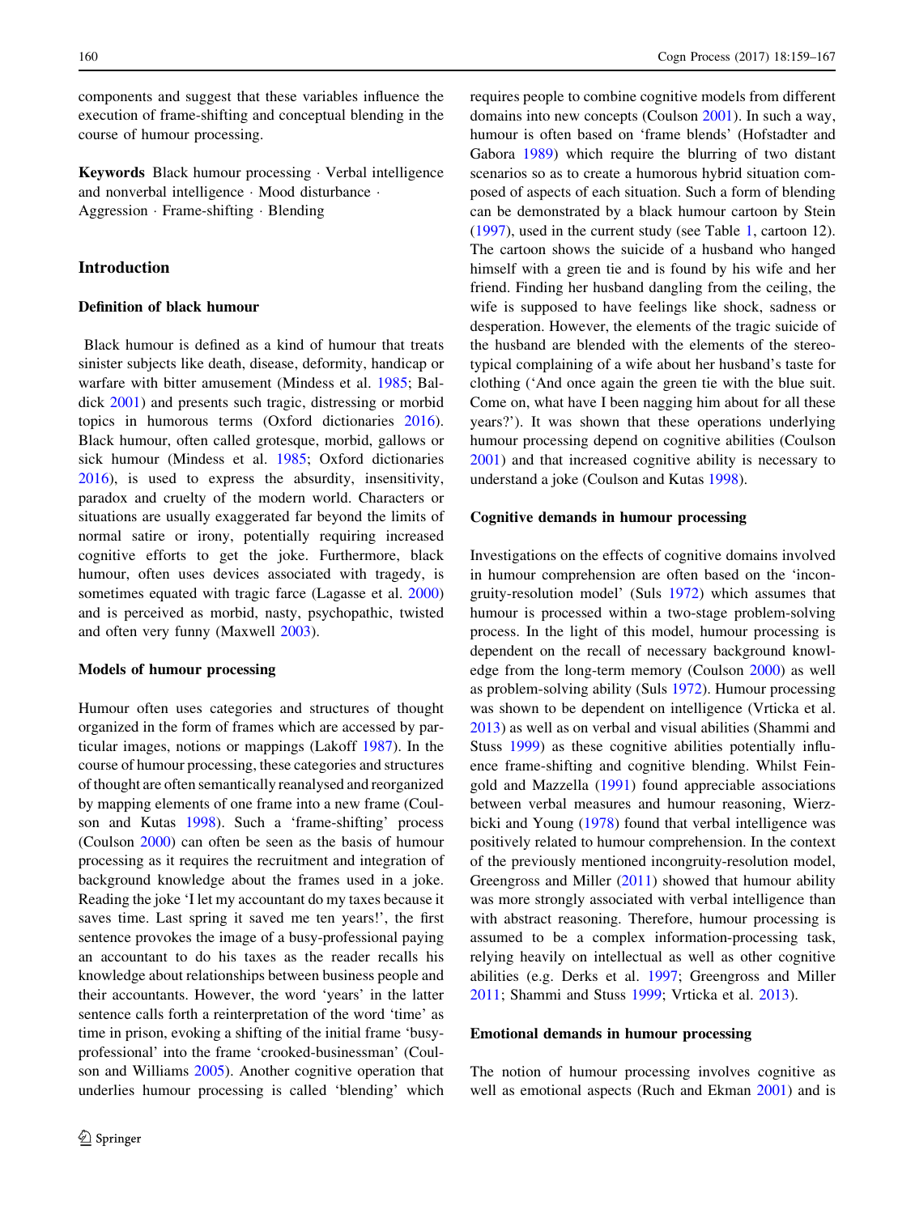components and suggest that these variables influence the execution of frame-shifting and conceptual blending in the course of humour processing.

**Keywords** Black humour processing · Verbal intelligence and nonverbal intelligence · Mood disturbance · Aggression · Frame-shifting · Blending

## Introduction

### Definition of black humour

Black humour is defined as a kind of humour that treats sinister subjects like death, disease, deformity, handicap or warfare with bitter amusement (Mindess et al. 1985; Baldick 2001) and presents such tragic, distressing or morbid topics in humorous terms (Oxford dictionaries 2016). Black humour, often called grotesque, morbid, gallows or sick humour (Mindess et al. 1985; Oxford dictionaries 2016), is used to express the absurdity, insensitivity, paradox and cruelty of the modern world. Characters or situations are usually exaggerated far beyond the limits of normal satire or irony, potentially requiring increased cognitive efforts to get the joke. Furthermore, black humour, often uses devices associated with tragedy, is sometimes equated with tragic farce (Lagasse et al. 2000) and is perceived as morbid, nasty, psychopathic, twisted and often very funny (Maxwell 2003).

### Models of humour processing

Humour often uses categories and structures of thought organized in the form of frames which are accessed by particular images, notions or mappings (Lakoff 1987). In the course of humour processing, these categories and structures of thought are often semantically reanalysed and reorganized by mapping elements of one frame into a new frame (Coulson and Kutas 1998). Such a 'frame-shifting' process (Coulson 2000) can often be seen as the basis of humour processing as it requires the recruitment and integration of background knowledge about the frames used in a joke. Reading the joke 'I let my accountant do my taxes because it saves time. Last spring it saved me ten years!', the first sentence provokes the image of a busy-professional paying an accountant to do his taxes as the reader recalls his knowledge about relationships between business people and their accountants. However, the word 'years' in the latter sentence calls forth a reinterpretation of the word 'time' as time in prison, evoking a shifting of the initial frame 'busy-professional' into the frame 'crooked-businessman' (Coulson and Williams 2005). Another cognitive operation that underlies humour processing is called 'blending' which requires people to combine cognitive models from different domains into new concepts (Coulson 2001). In such a way, humour is often based on 'frame blends' (Hofstadter and Gabora 1989) which require the blurring of two distant scenarios so as to create a humorous hybrid situation composed of aspects of each situation. Such a form of blending can be demonstrated by a black humour cartoon by Stein (1997), used in the current study (see Table 1, cartoon 12). The cartoon shows the suicide of a husband who hanged himself with a green tie and is found by his wife and her friend. Finding her husband dangling from the ceiling, the wife is supposed to have feelings like shock, sadness or desperation. However, the elements of the tragic suicide of the husband are blended with the elements of the stereotypical complaining of a wife about her husband's taste for clothing ('And once again the green tie with the blue suit. Come on, what have I been nagging him about for all these years?'). It was shown that these operations underlying humour processing depend on cognitive abilities (Coulson 2001) and that increased cognitive ability is necessary to understand a joke (Coulson and Kutas 1998).

### Cognitive demands in humour processing

Investigations on the effects of cognitive domains involved in humour comprehension are often based on the 'incongruity-resolution model' (Suls 1972) which assumes that humour is processed within a two-stage problem-solving process. In the light of this model, humour processing is dependent on the recall of necessary background knowledge from the long-term memory (Coulson 2000) as well as problem-solving ability (Suls 1972). Humour processing was shown to be dependent on intelligence (Vrticka et al. 2013) as well as on verbal and visual abilities (Shammi and Stuss 1999) as these cognitive abilities potentially influence frame-shifting and cognitive blending. Whilst Feingold and Mazzella (1991) found appreciable associations between verbal measures and humour reasoning, Wierzbicki and Young (1978) found that verbal intelligence was positively related to humour comprehension. In the context of the previously mentioned incongruity-resolution model, Greengross and Miller (2011) showed that humour ability was more strongly associated with verbal intelligence than with abstract reasoning. Therefore, humour processing is assumed to be a complex information-processing task, relying heavily on intellectual as well as other cognitive abilities (e.g. Derks et al. 1997; Greengross and Miller 2011; Shammi and Stuss 1999; Vrticka et al. 2013).

### Emotional demands in humour processing

The notion of humour processing involves cognitive as well as emotional aspects (Ruch and Ekman 2001) and is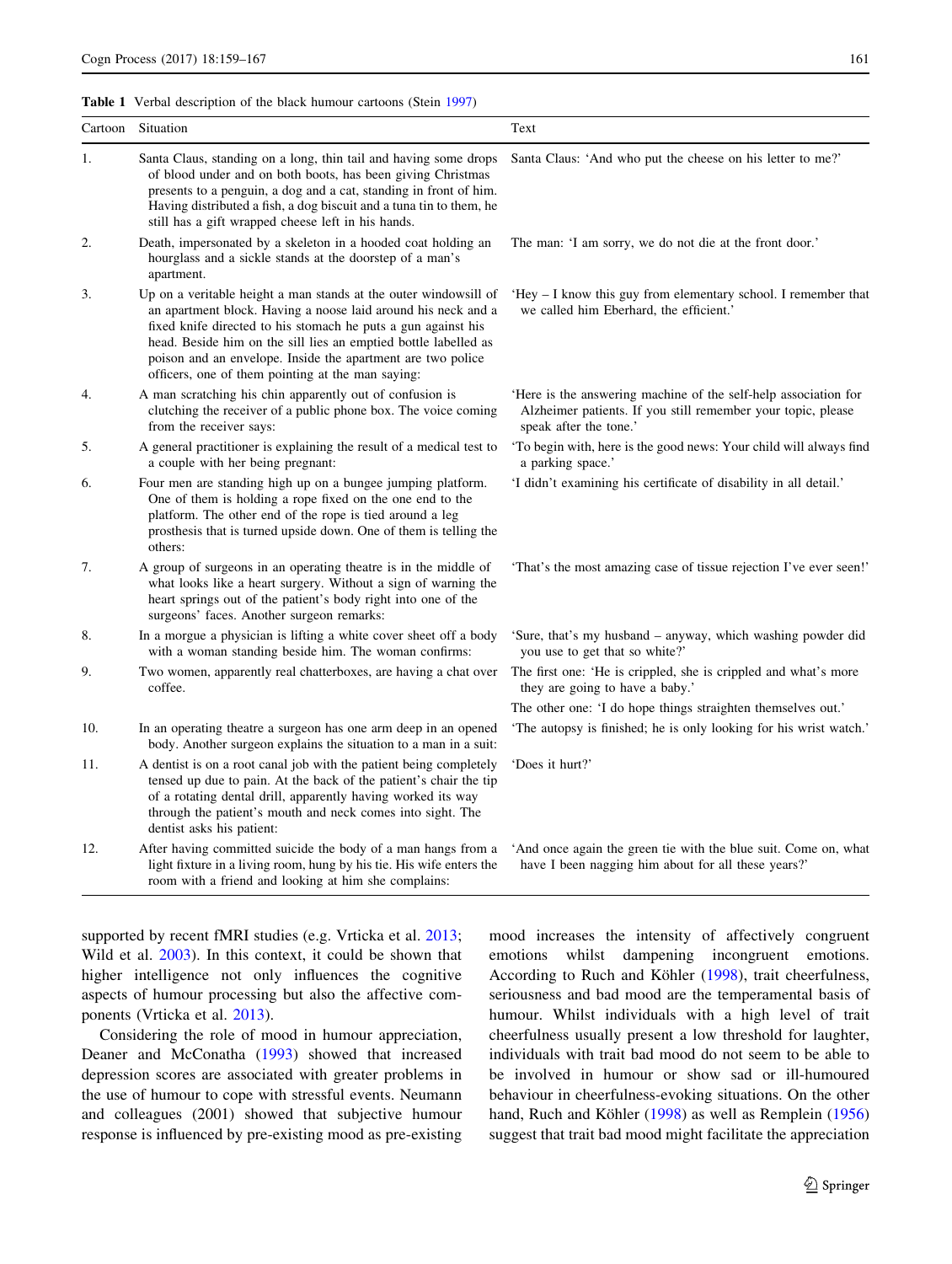**Table 1** Verbal description of the black humour cartoons (Stein 1997)

| Cartoon | Situation | Text |
|---|---|---|
| 1. | Santa Claus, standing on a long, thin tail and having some drops of blood under and on both boots, has been giving Christmas presents to a penguin, a dog and a cat, standing in front of him. Having distributed a fish, a dog biscuit and a tuna tin to them, he still has a gift wrapped cheese left in his hands. | Santa Claus: 'And who put the cheese on his letter to me?' |
| 2. | Death, impersonated by a skeleton in a hooded coat holding an hourglass and a sickle stands at the doorstep of a man's apartment. | The man: 'I am sorry, we do not die at the front door.' |
| 3. | Up on a veritable height a man stands at the outer windowsill of an apartment block. Having a noose laid around his neck and a fixed knife directed to his stomach he puts a gun against his head. Beside him on the sill lies an emptied bottle labelled as poison and an envelope. Inside the apartment are two police officers, one of them pointing at the man saying: | 'Hey – I know this guy from elementary school. I remember that we called him Eberhard, the efficient.' |
| 4. | A man scratching his chin apparently out of confusion is clutching the receiver of a public phone box. The voice coming from the receiver says: | 'Here is the answering machine of the self-help association for Alzheimer patients. If you still remember your topic, please speak after the tone.' |
| 5. | A general practitioner is explaining the result of a medical test to a couple with her being pregnant: | 'To begin with, here is the good news: Your child will always find a parking space.' |
| 6. | Four men are standing high up on a bungee jumping platform. One of them is holding a rope fixed on the one end to the platform. The other end of the rope is tied around a leg prosthesis that is turned upside down. One of them is telling the others: | 'I didn't examining his certificate of disability in all detail.' |
| 7. | A group of surgeons in an operating theatre is in the middle of what looks like a heart surgery. Without a sign of warning the heart springs out of the patient's body right into one of the surgeons' faces. Another surgeon remarks: | 'That's the most amazing case of tissue rejection I've ever seen!' |
| 8. | In a morgue a physician is lifting a white cover sheet off a body with a woman standing beside him. The woman confirms: | 'Sure, that's my husband – anyway, which washing powder did you use to get that so white?' |
| 9. | Two women, apparently real chatterboxes, are having a chat over coffee. | The first one: 'He is crippled, she is crippled and what's more they are going to have a baby.' The other one: 'I do hope things straighten themselves out.' |
| 10. | In an operating theatre a surgeon has one arm deep in an opened body. Another surgeon explains the situation to a man in a suit: | 'The autopsy is finished; he is only looking for his wrist watch.' |
| 11. | A dentist is on a root canal job with the patient being completely tensed up due to pain. At the back of the patient's chair the tip of a rotating dental drill, apparently having worked its way through the patient's mouth and neck comes into sight. The dentist asks his patient: | 'Does it hurt?' |
| 12. | After having committed suicide the body of a man hangs from a light fixture in a living room, hung by his tie. His wife enters the room with a friend and looking at him she complains: | 'And once again the green tie with the blue suit. Come on, what have I been nagging him about for all these years?' |

supported by recent fMRI studies (e.g. Vrticka et al. 2013; Wild et al. 2003). In this context, it could be shown that higher intelligence not only influences the cognitive aspects of humour processing but also the affective components (Vrticka et al. 2013).

Considering the role of mood in humour appreciation, Deaner and McConatha (1993) showed that increased depression scores are associated with greater problems in the use of humour to cope with stressful events. Neumann and colleagues (2001) showed that subjective humour response is influenced by pre-existing mood as pre-existing mood increases the intensity of affectively congruent emotions whilst dampening incongruent emotions. According to Ruch and Köhler (1998), trait cheerfulness, seriousness and bad mood are the temperamental basis of humour. Whilst individuals with a high level of trait cheerfulness usually present a low threshold for laughter, individuals with trait bad mood do not seem to be able to be involved in humour or show sad or ill-humoured behaviour in cheerfulness-evoking situations. On the other hand, Ruch and Köhler (1998) as well as Remplein (1956) suggest that trait bad mood might facilitate the appreciation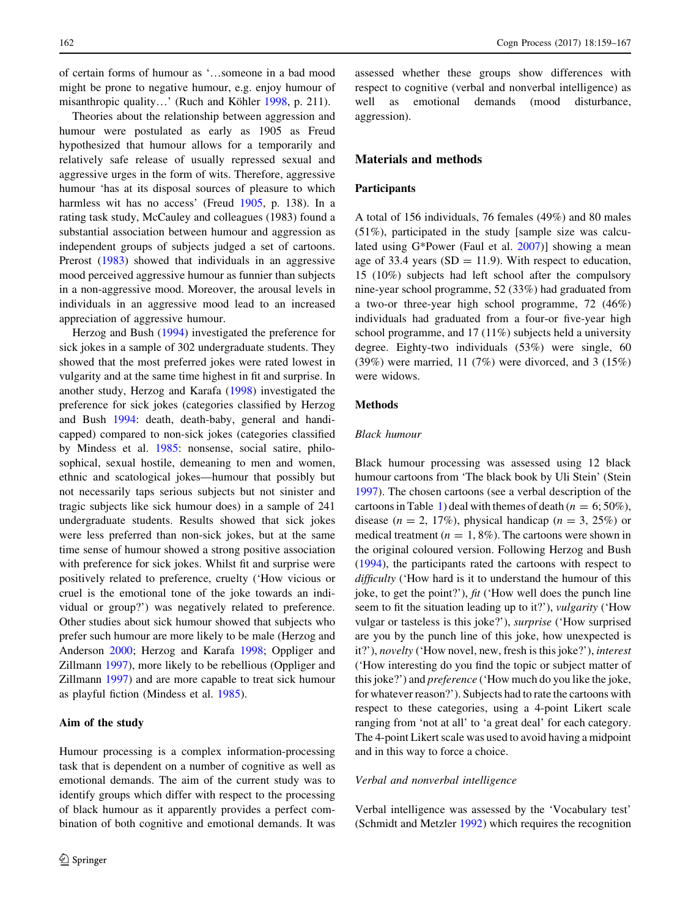of certain forms of humour as '…someone in a bad mood might be prone to negative humour, e.g. enjoy humour of misanthropic quality…' (Ruch and Köhler 1998, p. 211).

Theories about the relationship between aggression and humour were postulated as early as 1905 as Freud hypothesized that humour allows for a temporarily and relatively safe release of usually repressed sexual and aggressive urges in the form of wits. Therefore, aggressive humour 'has at its disposal sources of pleasure to which harmless wit has no access' (Freud 1905, p. 138). In a rating task study, McCauley and colleagues (1983) found a substantial association between humour and aggression as independent groups of subjects judged a set of cartoons. Prerost (1983) showed that individuals in an aggressive mood perceived aggressive humour as funnier than subjects in a non-aggressive mood. Moreover, the arousal levels in individuals in an aggressive mood lead to an increased appreciation of aggressive humour.

Herzog and Bush (1994) investigated the preference for sick jokes in a sample of 302 undergraduate students. They showed that the most preferred jokes were rated lowest in vulgarity and at the same time highest in fit and surprise. In another study, Herzog and Karafa (1998) investigated the preference for sick jokes (categories classified by Herzog and Bush 1994: death, death-baby, general and handicapped) compared to non-sick jokes (categories classified by Mindess et al. 1985: nonsense, social satire, philosophical, sexual hostile, demeaning to men and women, ethnic and scatological jokes—humour that possibly but not necessarily taps serious subjects but not sinister and tragic subjects like sick humour does) in a sample of 241 undergraduate students. Results showed that sick jokes were less preferred than non-sick jokes, but at the same time sense of humour showed a strong positive association with preference for sick jokes. Whilst fit and surprise were positively related to preference, cruelty ('How vicious or cruel is the emotional tone of the joke towards an individual or group?') was negatively related to preference. Other studies about sick humour showed that subjects who prefer such humour are more likely to be male (Herzog and Anderson 2000; Herzog and Karafa 1998; Oppliger and Zillmann 1997), more likely to be rebellious (Oppliger and Zillmann 1997) and are more capable to treat sick humour as playful fiction (Mindess et al. 1985).

### Aim of the study

Humour processing is a complex information-processing task that is dependent on a number of cognitive as well as emotional demands. The aim of the current study was to identify groups which differ with respect to the processing of black humour as it apparently provides a perfect combination of both cognitive and emotional demands. It was assessed whether these groups show differences with respect to cognitive (verbal and nonverbal intelligence) as well as emotional demands (mood disturbance, aggression).

## Materials and methods

### Participants

A total of 156 individuals, 76 females (49%) and 80 males (51%), participated in the study [sample size was calculated using G*Power (Faul et al. 2007)] showing a mean age of 33.4 years (SD = 11.9). With respect to education, 15 (10%) subjects had left school after the compulsory nine-year school programme, 52 (33%) had graduated from a two-or three-year high school programme, 72 (46%) individuals had graduated from a four-or five-year high school programme, and 17 (11%) subjects held a university degree. Eighty-two individuals (53%) were single, 60 (39%) were married, 11 (7%) were divorced, and 3 (15%) were widows.

### Methods

#### *Black humour*

Black humour processing was assessed using 12 black humour cartoons from 'The black book by Uli Stein' (Stein 1997). The chosen cartoons (see a verbal description of the cartoons in Table 1) deal with themes of death ($n = 6$; 50%), disease ($n = 2$, 17%), physical handicap ($n = 3$, 25%) or medical treatment ($n = 1$, 8%). The cartoons were shown in the original coloured version. Following Herzog and Bush (1994), the participants rated the cartoons with respect to *difficulty* ('How hard is it to understand the humour of this joke, to get the point?'), *fit* ('How well does the punch line seem to fit the situation leading up to it?'), *vulgarity* ('How vulgar or tasteless is this joke?'), *surprise* ('How surprised are you by the punch line of this joke, how unexpected is it?'), *novelty* ('How novel, new, fresh is this joke?'), *interest* ('How interesting do you find the topic or subject matter of this joke?') and *preference* ('How much do you like the joke, for whatever reason?'). Subjects had to rate the cartoons with respect to these categories, using a 4-point Likert scale ranging from 'not at all' to 'a great deal' for each category. The 4-point Likert scale was used to avoid having a midpoint and in this way to force a choice.

#### *Verbal and nonverbal intelligence*

Verbal intelligence was assessed by the 'Vocabulary test' (Schmidt and Metzler 1992) which requires the recognition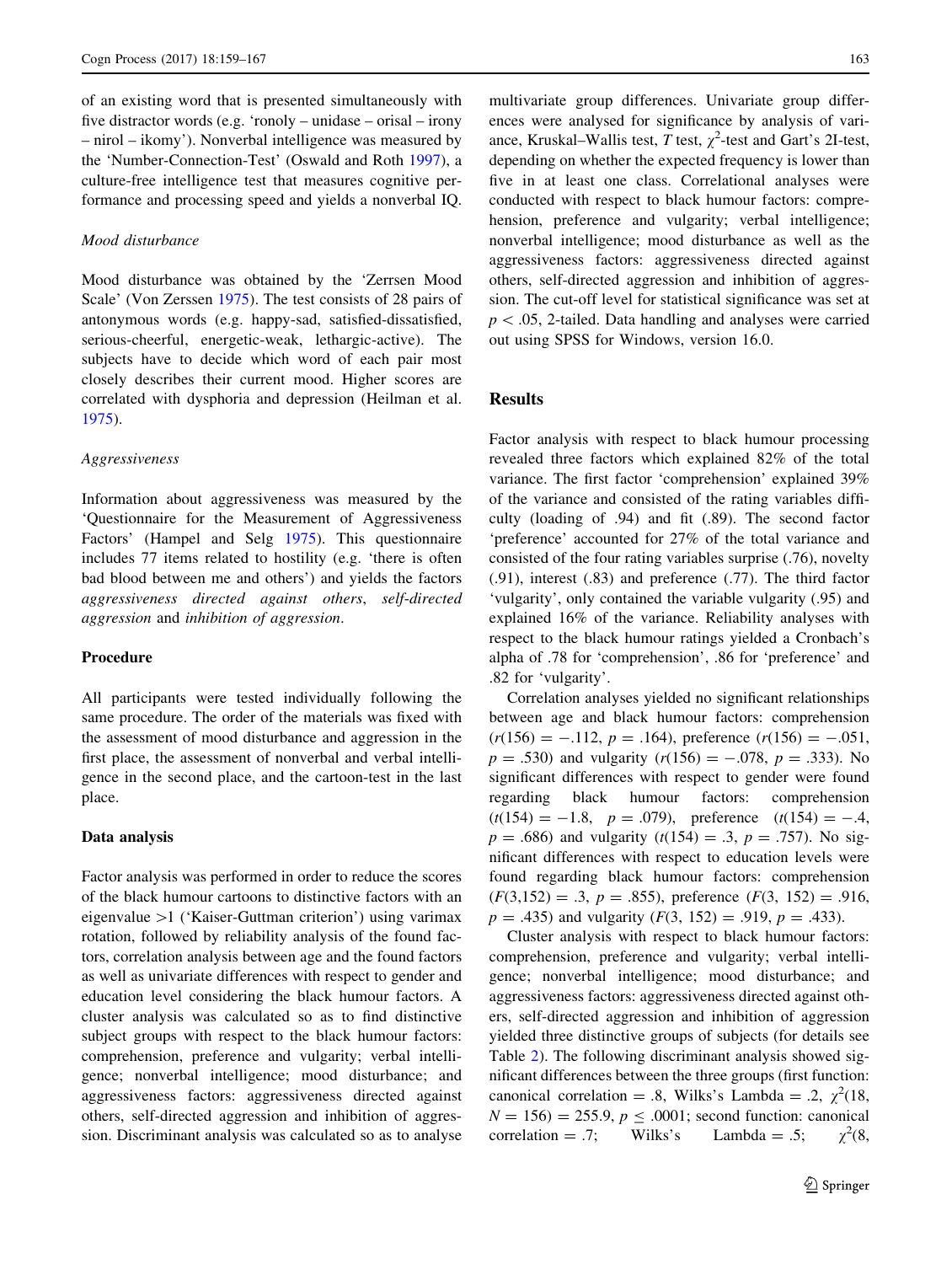of an existing word that is presented simultaneously with five distractor words (e.g. 'ronoly – unidase – orisal – irony – nirol – ikomy'). Nonverbal intelligence was measured by the 'Number-Connection-Test' (Oswald and Roth 1997), a culture-free intelligence test that measures cognitive performance and processing speed and yields a nonverbal IQ.

*Mood disturbance*

Mood disturbance was obtained by the 'Zerrsen Mood Scale' (Von Zerssen 1975). The test consists of 28 pairs of antonymous words (e.g. happy-sad, satisfied-dissatisfied, serious-cheerful, energetic-weak, lethargic-active). The subjects have to decide which word of each pair most closely describes their current mood. Higher scores are correlated with dysphoria and depression (Heilman et al. 1975).

*Aggressiveness*

Information about aggressiveness was measured by the 'Questionnaire for the Measurement of Aggressiveness Factors' (Hampel and Selg 1975). This questionnaire includes 77 items related to hostility (e.g. 'there is often bad blood between me and others') and yields the factors *aggressiveness directed against others*, *self-directed aggression* and *inhibition of aggression*.

### Procedure

All participants were tested individually following the same procedure. The order of the materials was fixed with the assessment of mood disturbance and aggression in the first place, the assessment of nonverbal and verbal intelligence in the second place, and the cartoon-test in the last place.

### Data analysis

Factor analysis was performed in order to reduce the scores of the black humour cartoons to distinctive factors with an eigenvalue >1 ('Kaiser-Guttman criterion') using varimax rotation, followed by reliability analysis of the found factors, correlation analysis between age and the found factors as well as univariate differences with respect to gender and education level considering the black humour factors. A cluster analysis was calculated so as to find distinctive subject groups with respect to the black humour factors: comprehension, preference and vulgarity; verbal intelligence; nonverbal intelligence; mood disturbance; and aggressiveness factors: aggressiveness directed against others, self-directed aggression and inhibition of aggression. Discriminant analysis was calculated so as to analyse multivariate group differences. Univariate group differences were analysed for significance by analysis of variance, Kruskal–Wallis test, *T* test, $\chi^2$-test and Gart's 2I-test, depending on whether the expected frequency is lower than five in at least one class. Correlational analyses were conducted with respect to black humour factors: comprehension, preference and vulgarity; verbal intelligence; nonverbal intelligence; mood disturbance as well as the aggressiveness factors: aggressiveness directed against others, self-directed aggression and inhibition of aggression. The cut-off level for statistical significance was set at $p < .05$, 2-tailed. Data handling and analyses were carried out using SPSS for Windows, version 16.0.

## Results

Factor analysis with respect to black humour processing revealed three factors which explained 82% of the total variance. The first factor 'comprehension' explained 39% of the variance and consisted of the rating variables difficulty (loading of .94) and fit (.89). The second factor 'preference' accounted for 27% of the total variance and consisted of the four rating variables surprise (.76), novelty (.91), interest (.83) and preference (.77). The third factor 'vulgarity', only contained the variable vulgarity (.95) and explained 16% of the variance. Reliability analyses with respect to the black humour ratings yielded a Cronbach's alpha of .78 for 'comprehension', .86 for 'preference' and .82 for 'vulgarity'.

Correlation analyses yielded no significant relationships between age and black humour factors: comprehension ($r(156) = -.112$, $p = .164$), preference ($r(156) = -.051$, $p = .530$) and vulgarity ($r(156) = -.078$, $p = .333$). No significant differences with respect to gender were found regarding black humour factors: comprehension ($t(154) = -1.8$, $p = .079$), preference ($t(154) = -.4$, $p = .686$) and vulgarity ($t(154) = .3$, $p = .757$). No significant differences with respect to education levels were found regarding black humour factors: comprehension ($F(3,152) = .3$, $p = .855$), preference ($F(3, 152) = .916$, $p = .435$) and vulgarity ($F(3, 152) = .919$, $p = .433$).

Cluster analysis with respect to black humour factors: comprehension, preference and vulgarity; verbal intelligence; nonverbal intelligence; mood disturbance; and aggressiveness factors: aggressiveness directed against others, self-directed aggression and inhibition of aggression yielded three distinctive groups of subjects (for details see Table 2). The following discriminant analysis showed significant differences between the three groups (first function: canonical correlation = .8, Wilks's Lambda = .2, $\chi^2(18, N = 156) = 255.9$, $p \leq .0001$; second function: canonical correlation = .7; Wilks's Lambda = .5; $\chi^2(8,$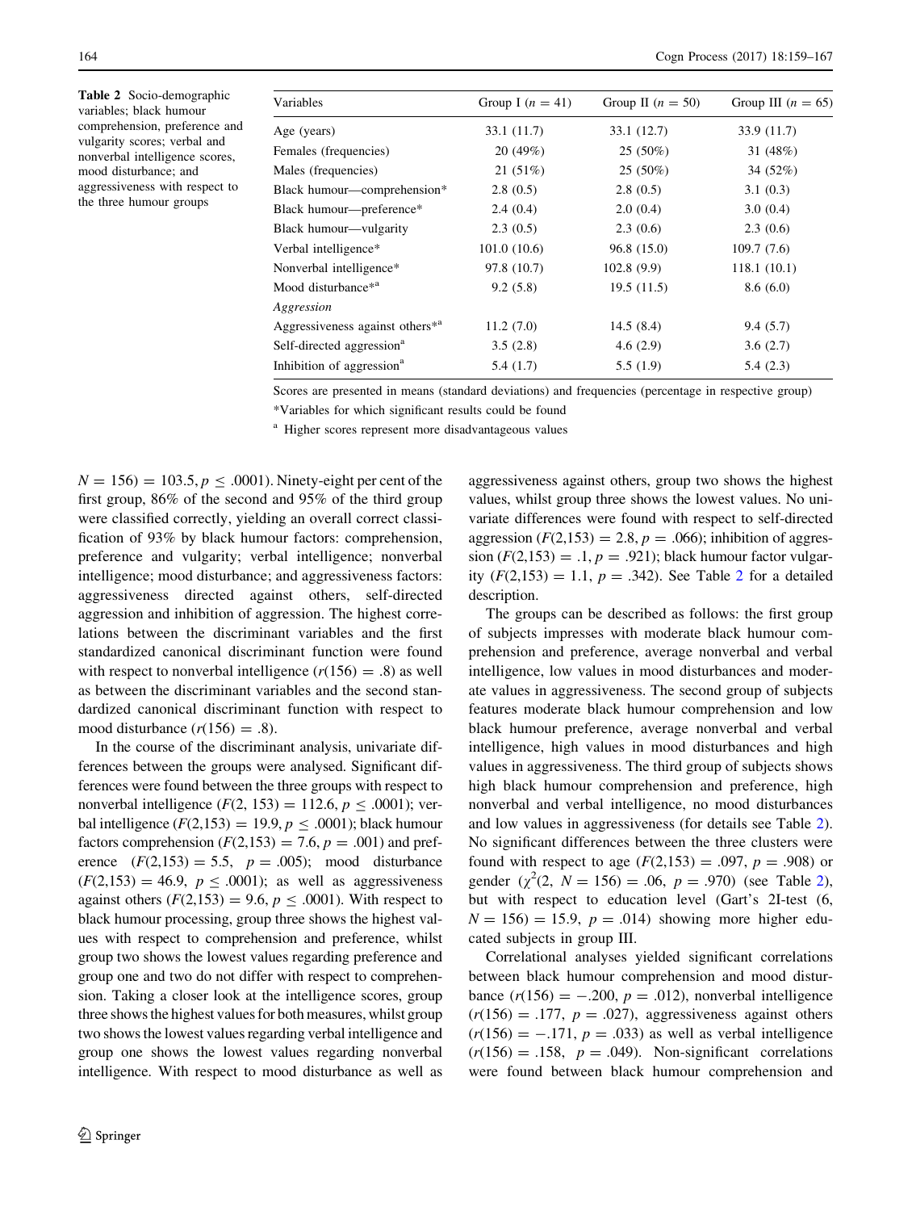**Table 2** Socio-demographic variables; black humour comprehension, preference and vulgarity scores; verbal and nonverbal intelligence scores, mood disturbance; and aggressiveness with respect to the three humour groups

| Variables | Group I ($n = 41$) | Group II ($n = 50$) | Group III ($n = 65$) |
|---|---|---|---|
| Age (years) | 33.1 (11.7) | 33.1 (12.7) | 33.9 (11.7) |
| Females (frequencies) | 20 (49%) | 25 (50%) | 31 (48%) |
| Males (frequencies) | 21 (51%) | 25 (50%) | 34 (52%) |
| Black humour—comprehension* | 2.8 (0.5) | 2.8 (0.5) | 3.1 (0.3) |
| Black humour—preference* | 2.4 (0.4) | 2.0 (0.4) | 3.0 (0.4) |
| Black humour—vulgarity | 2.3 (0.5) | 2.3 (0.6) | 2.3 (0.6) |
| Verbal intelligence* | 101.0 (10.6) | 96.8 (15.0) | 109.7 (7.6) |
| Nonverbal intelligence* | 97.8 (10.7) | 102.8 (9.9) | 118.1 (10.1) |
| Mood disturbance*[a] | 9.2 (5.8) | 19.5 (11.5) | 8.6 (6.0) |
| *Aggression* | | | |
| Aggressiveness against others*[a] | 11.2 (7.0) | 14.5 (8.4) | 9.4 (5.7) |
| Self-directed aggression[a] | 3.5 (2.8) | 4.6 (2.9) | 3.6 (2.7) |
| Inhibition of aggression[a] | 5.4 (1.7) | 5.5 (1.9) | 5.4 (2.3) |

Scores are presented in means (standard deviations) and frequencies (percentage in respective group)

*Variables for which significant results could be found

[a] Higher scores represent more disadvantageous values

$N = 156) = 103.5, p \leq .0001$). Ninety-eight per cent of the first group, 86% of the second and 95% of the third group were classified correctly, yielding an overall correct classification of 93% by black humour factors: comprehension, preference and vulgarity; verbal intelligence; nonverbal intelligence; mood disturbance; and aggressiveness factors: aggressiveness directed against others, self-directed aggression and inhibition of aggression. The highest correlations between the discriminant variables and the first standardized canonical discriminant function were found with respect to nonverbal intelligence ($r(156) = .8$) as well as between the discriminant variables and the second standardized canonical discriminant function with respect to mood disturbance ($r(156) = .8$).

In the course of the discriminant analysis, univariate differences between the groups were analysed. Significant differences were found between the three groups with respect to nonverbal intelligence ($F(2, 153) = 112.6, p \leq .0001$); verbal intelligence ($F(2,153) = 19.9, p \leq .0001$); black humour factors comprehension ($F(2,153) = 7.6, p = .001$) and preference ($F(2,153) = 5.5, p = .005$); mood disturbance ($F(2,153) = 46.9, p \leq .0001$); as well as aggressiveness against others ($F(2,153) = 9.6, p \leq .0001$). With respect to black humour processing, group three shows the highest values with respect to comprehension and preference, whilst group two shows the lowest values regarding preference and group one and two do not differ with respect to comprehension. Taking a closer look at the intelligence scores, group three shows the highest values for both measures, whilst group two shows the lowest values regarding verbal intelligence and group one shows the lowest values regarding nonverbal intelligence. With respect to mood disturbance as well as aggressiveness against others, group two shows the highest values, whilst group three shows the lowest values. No univariate differences were found with respect to self-directed aggression ($F(2,153) = 2.8, p = .066$); inhibition of aggression ($F(2,153) = .1, p = .921$); black humour factor vulgarity ($F(2,153) = 1.1, p = .342$). See Table 2 for a detailed description.

The groups can be described as follows: the first group of subjects impresses with moderate black humour comprehension and preference, average nonverbal and verbal intelligence, low values in mood disturbances and moderate values in aggressiveness. The second group of subjects features moderate black humour comprehension and low black humour preference, average nonverbal and verbal intelligence, high values in mood disturbances and high values in aggressiveness. The third group of subjects shows high black humour comprehension and preference, high nonverbal and verbal intelligence, no mood disturbances and low values in aggressiveness (for details see Table 2). No significant differences between the three clusters were found with respect to age ($F(2,153) = .097, p = .908$) or gender ($\chi^2(2, N = 156) = .06, p = .970$) (see Table 2), but with respect to education level (Gart's 2I-test (6, $N = 156) = 15.9, p = .014$) showing more higher educated subjects in group III.

Correlational analyses yielded significant correlations between black humour comprehension and mood disturbance ($r(156) = -.200, p = .012$), nonverbal intelligence ($r(156) = .177, p = .027$), aggressiveness against others ($r(156) = -.171, p = .033$) as well as verbal intelligence ($r(156) = .158, p = .049$). Non-significant correlations were found between black humour comprehension and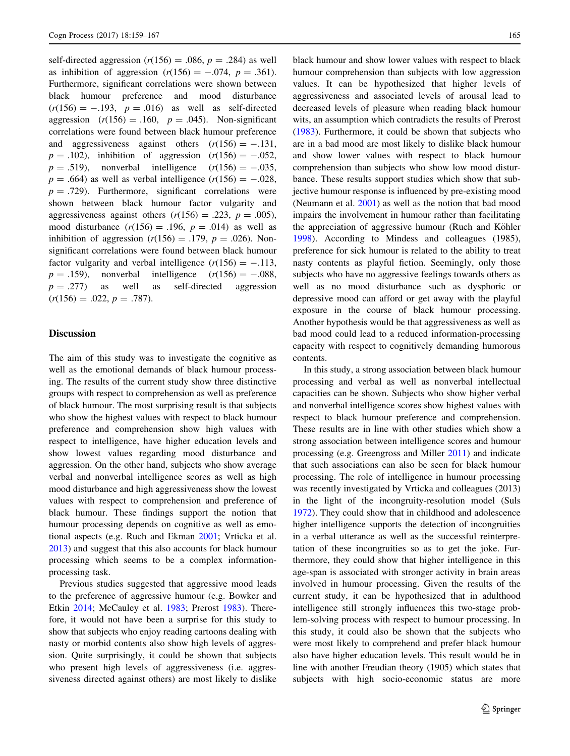self-directed aggression ($r(156) = .086$, $p = .284$) as well as inhibition of aggression ($r(156) = -.074$, $p = .361$). Furthermore, significant correlations were shown between black humour preference and mood disturbance ($r(156) = -.193$, $p = .016$) as well as self-directed aggression ($r(156) = .160$, $p = .045$). Non-significant correlations were found between black humour preference and aggressiveness against others ($r(156) = -.131$, $p = .102$), inhibition of aggression ($r(156) = -.052$, $p = .519$), nonverbal intelligence ($r(156) = -.035$, $p = .664$) as well as verbal intelligence ($r(156) = -.028$, $p = .729$). Furthermore, significant correlations were shown between black humour factor vulgarity and aggressiveness against others ($r(156) = .223$, $p = .005$), mood disturbance ($r(156) = .196$, $p = .014$) as well as inhibition of aggression ($r(156) = .179$, $p = .026$). Non-significant correlations were found between black humour factor vulgarity and verbal intelligence ($r(156) = -.113$, $p = .159$), nonverbal intelligence ($r(156) = -.088$, $p = .277$) as well as self-directed aggression ($r(156) = .022$, $p = .787$).

## Discussion

The aim of this study was to investigate the cognitive as well as the emotional demands of black humour processing. The results of the current study show three distinctive groups with respect to comprehension as well as preference of black humour. The most surprising result is that subjects who show the highest values with respect to black humour preference and comprehension show high values with respect to intelligence, have higher education levels and show lowest values regarding mood disturbance and aggression. On the other hand, subjects who show average verbal and nonverbal intelligence scores as well as high mood disturbance and high aggressiveness show the lowest values with respect to comprehension and preference of black humour. These findings support the notion that humour processing depends on cognitive as well as emotional aspects (e.g. Ruch and Ekman 2001; Vrticka et al. 2013) and suggest that this also accounts for black humour processing which seems to be a complex information-processing task.

Previous studies suggested that aggressive mood leads to the preference of aggressive humour (e.g. Bowker and Etkin 2014; McCauley et al. 1983; Prerost 1983). Therefore, it would not have been a surprise for this study to show that subjects who enjoy reading cartoons dealing with nasty or morbid contents also show high levels of aggression. Quite surprisingly, it could be shown that subjects who present high levels of aggressiveness (i.e. aggressiveness directed against others) are most likely to dislike black humour and show lower values with respect to black humour comprehension than subjects with low aggression values. It can be hypothesized that higher levels of aggressiveness and associated levels of arousal lead to decreased levels of pleasure when reading black humour wits, an assumption which contradicts the results of Prerost (1983). Furthermore, it could be shown that subjects who are in a bad mood are most likely to dislike black humour and show lower values with respect to black humour comprehension than subjects who show low mood disturbance. These results support studies which show that subjective humour response is influenced by pre-existing mood (Neumann et al. 2001) as well as the notion that bad mood impairs the involvement in humour rather than facilitating the appreciation of aggressive humour (Ruch and Köhler 1998). According to Mindess and colleagues (1985), preference for sick humour is related to the ability to treat nasty contents as playful fiction. Seemingly, only those subjects who have no aggressive feelings towards others as well as no mood disturbance such as dysphoric or depressive mood can afford or get away with the playful exposure in the course of black humour processing. Another hypothesis would be that aggressiveness as well as bad mood could lead to a reduced information-processing capacity with respect to cognitively demanding humorous contents.

In this study, a strong association between black humour processing and verbal as well as nonverbal intellectual capacities can be shown. Subjects who show higher verbal and nonverbal intelligence scores show highest values with respect to black humour preference and comprehension. These results are in line with other studies which show a strong association between intelligence scores and humour processing (e.g. Greengross and Miller 2011) and indicate that such associations can also be seen for black humour processing. The role of intelligence in humour processing was recently investigated by Vrticka and colleagues (2013) in the light of the incongruity-resolution model (Suls 1972). They could show that in childhood and adolescence higher intelligence supports the detection of incongruities in a verbal utterance as well as the successful reinterpretation of these incongruities so as to get the joke. Furthermore, they could show that higher intelligence in this age-span is associated with stronger activity in brain areas involved in humour processing. Given the results of the current study, it can be hypothesized that in adulthood intelligence still strongly influences this two-stage problem-solving process with respect to humour processing. In this study, it could also be shown that the subjects who were most likely to comprehend and prefer black humour also have higher education levels. This result would be in line with another Freudian theory (1905) which states that subjects with high socio-economic status are more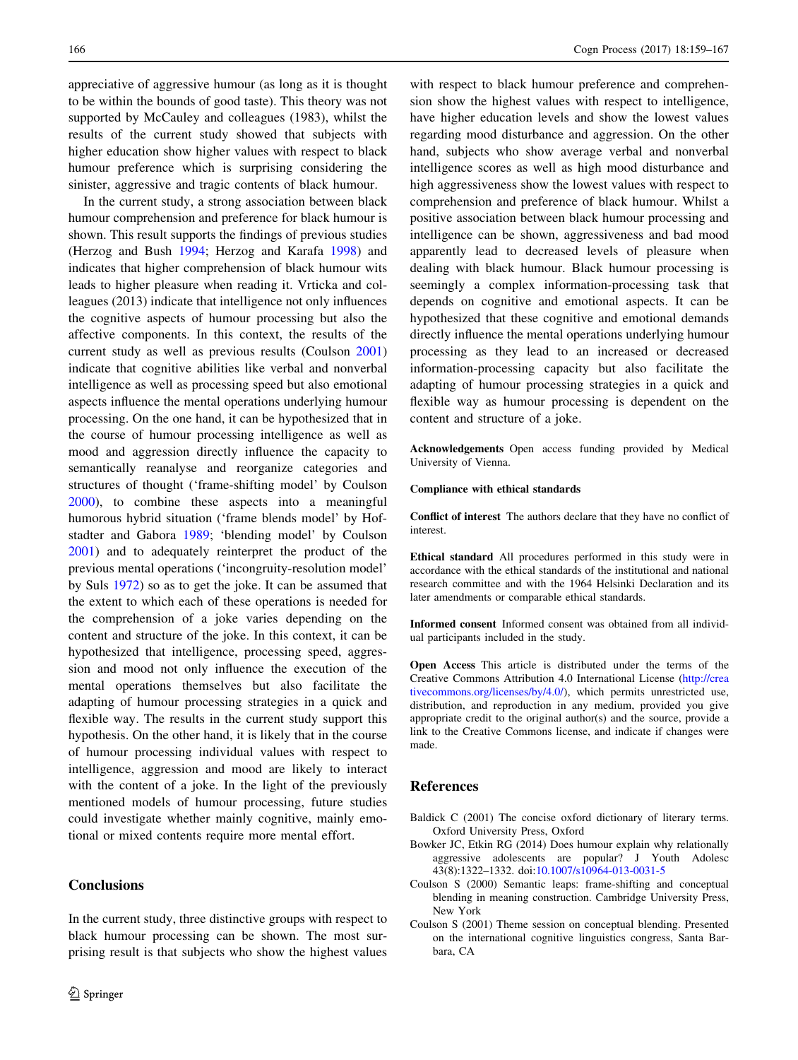appreciative of aggressive humour (as long as it is thought to be within the bounds of good taste). This theory was not supported by McCauley and colleagues (1983), whilst the results of the current study showed that subjects with higher education show higher values with respect to black humour preference which is surprising considering the sinister, aggressive and tragic contents of black humour.

In the current study, a strong association between black humour comprehension and preference for black humour is shown. This result supports the findings of previous studies (Herzog and Bush 1994; Herzog and Karafa 1998) and indicates that higher comprehension of black humour wits leads to higher pleasure when reading it. Vrticka and colleagues (2013) indicate that intelligence not only influences the cognitive aspects of humour processing but also the affective components. In this context, the results of the current study as well as previous results (Coulson 2001) indicate that cognitive abilities like verbal and nonverbal intelligence as well as processing speed but also emotional aspects influence the mental operations underlying humour processing. On the one hand, it can be hypothesized that in the course of humour processing intelligence as well as mood and aggression directly influence the capacity to semantically reanalyse and reorganize categories and structures of thought ('frame-shifting model' by Coulson 2000), to combine these aspects into a meaningful humorous hybrid situation ('frame blends model' by Hofstadter and Gabora 1989; 'blending model' by Coulson 2001) and to adequately reinterpret the product of the previous mental operations ('incongruity-resolution model' by Suls 1972) so as to get the joke. It can be assumed that the extent to which each of these operations is needed for the comprehension of a joke varies depending on the content and structure of the joke. In this context, it can be hypothesized that intelligence, processing speed, aggression and mood not only influence the execution of the mental operations themselves but also facilitate the adapting of humour processing strategies in a quick and flexible way. The results in the current study support this hypothesis. On the other hand, it is likely that in the course of humour processing individual values with respect to intelligence, aggression and mood are likely to interact with the content of a joke. In the light of the previously mentioned models of humour processing, future studies could investigate whether mainly cognitive, mainly emotional or mixed contents require more mental effort.

## Conclusions

In the current study, three distinctive groups with respect to black humour processing can be shown. The most surprising result is that subjects who show the highest values with respect to black humour preference and comprehension show the highest values with respect to intelligence, have higher education levels and show the lowest values regarding mood disturbance and aggression. On the other hand, subjects who show average verbal and nonverbal intelligence scores as well as high mood disturbance and high aggressiveness show the lowest values with respect to comprehension and preference of black humour. Whilst a positive association between black humour processing and intelligence can be shown, aggressiveness and bad mood apparently lead to decreased levels of pleasure when dealing with black humour. Black humour processing is seemingly a complex information-processing task that depends on cognitive and emotional aspects. It can be hypothesized that these cognitive and emotional demands directly influence the mental operations underlying humour processing as they lead to an increased or decreased information-processing capacity but also facilitate the adapting of humour processing strategies in a quick and flexible way as humour processing is dependent on the content and structure of a joke.

**Acknowledgements** Open access funding provided by Medical University of Vienna.

**Compliance with ethical standards**

**Conflict of interest** The authors declare that they have no conflict of interest.

**Ethical standard** All procedures performed in this study were in accordance with the ethical standards of the institutional and national research committee and with the 1964 Helsinki Declaration and its later amendments or comparable ethical standards.

**Informed consent** Informed consent was obtained from all individual participants included in the study.

**Open Access** This article is distributed under the terms of the Creative Commons Attribution 4.0 International License (http://creativecommons.org/licenses/by/4.0/), which permits unrestricted use, distribution, and reproduction in any medium, provided you give appropriate credit to the original author(s) and the source, provide a link to the Creative Commons license, and indicate if changes were made.

## References

Baldick C (2001) The concise oxford dictionary of literary terms. Oxford University Press, Oxford

Bowker JC, Etkin RG (2014) Does humour explain why relationally aggressive adolescents are popular? J Youth Adolesc 43(8):1322–1332. doi:10.1007/s10964-013-0031-5

Coulson S (2000) Semantic leaps: frame-shifting and conceptual blending in meaning construction. Cambridge University Press, New York

Coulson S (2001) Theme session on conceptual blending. Presented on the international cognitive linguistics congress, Santa Barbara, CA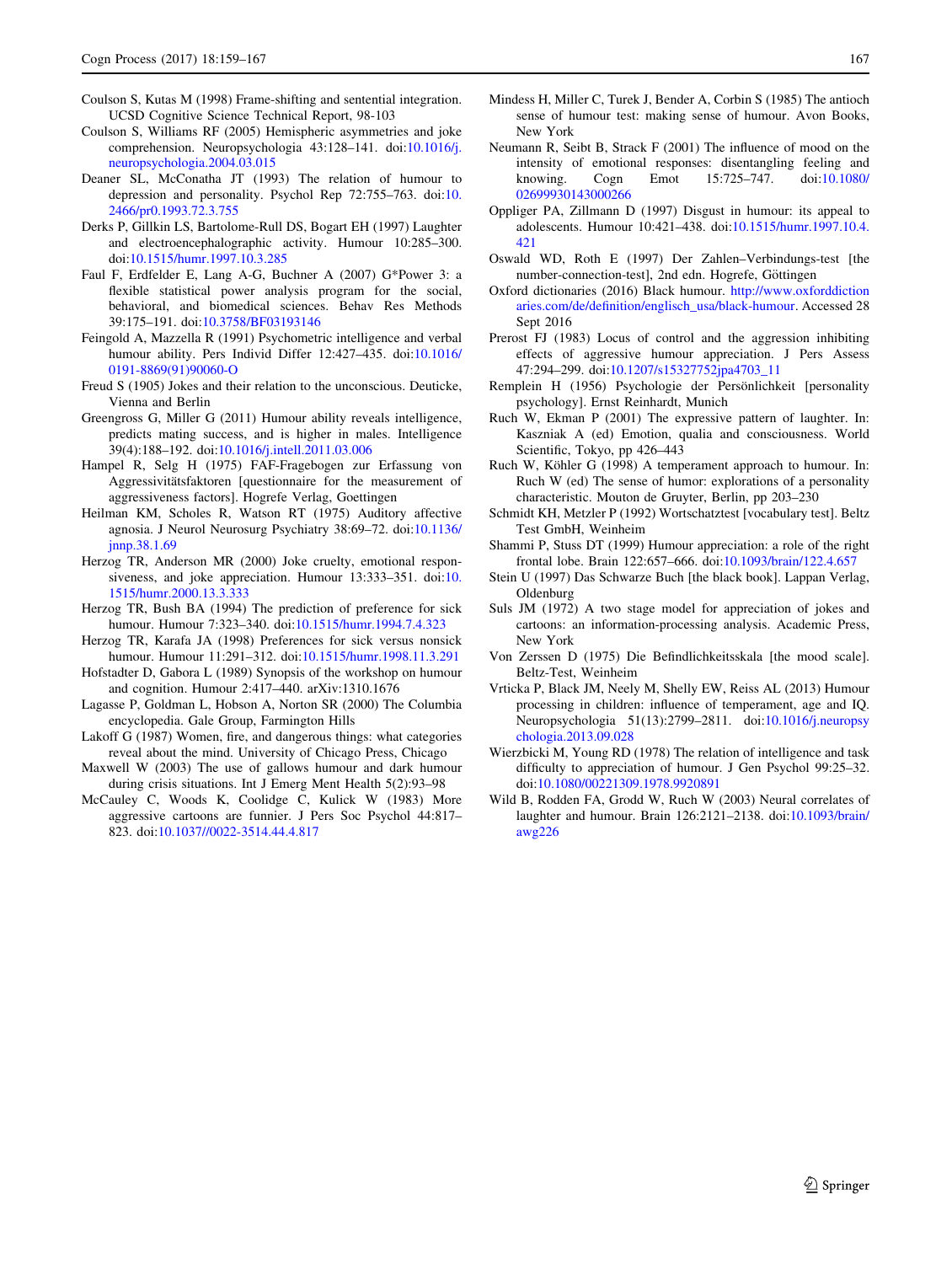Coulson S, Kutas M (1998) Frame-shifting and sentential integration. UCSD Cognitive Science Technical Report, 98-103

Coulson S, Williams RF (2005) Hemispheric asymmetries and joke comprehension. Neuropsychologia 43:128–141. doi:10.1016/j.neuropsychologia.2004.03.015

Deaner SL, McConatha JT (1993) The relation of humour to depression and personality. Psychol Rep 72:755–763. doi:10.2466/pr0.1993.72.3.755

Derks P, Gillkin LS, Bartolome-Rull DS, Bogart EH (1997) Laughter and electroencephalographic activity. Humour 10:285–300. doi:10.1515/humr.1997.10.3.285

Faul F, Erdfelder E, Lang A-G, Buchner A (2007) G*Power 3: a flexible statistical power analysis program for the social, behavioral, and biomedical sciences. Behav Res Methods 39:175–191. doi:10.3758/BF03193146

Feingold A, Mazzella R (1991) Psychometric intelligence and verbal humour ability. Pers Individ Differ 12:427–435. doi:10.1016/0191-8869(91)90060-O

Freud S (1905) Jokes and their relation to the unconscious. Deuticke, Vienna and Berlin

Greengross G, Miller G (2011) Humour ability reveals intelligence, predicts mating success, and is higher in males. Intelligence 39(4):188–192. doi:10.1016/j.intell.2011.03.006

Hampel R, Selg H (1975) FAF-Fragebogen zur Erfassung von Aggressivitätsfaktoren [questionnaire for the measurement of aggressiveness factors]. Hogrefe Verlag, Goettingen

Heilman KM, Scholes R, Watson RT (1975) Auditory affective agnosia. J Neurol Neurosurg Psychiatry 38:69–72. doi:10.1136/jnnp.38.1.69

Herzog TR, Anderson MR (2000) Joke cruelty, emotional responsiveness, and joke appreciation. Humour 13:333–351. doi:10.1515/humr.2000.13.3.333

Herzog TR, Bush BA (1994) The prediction of preference for sick humour. Humour 7:323–340. doi:10.1515/humr.1994.7.4.323

Herzog TR, Karafa JA (1998) Preferences for sick versus nonsick humour. Humour 11:291–312. doi:10.1515/humr.1998.11.3.291

Hofstadter D, Gabora L (1989) Synopsis of the workshop on humour and cognition. Humour 2:417–440. arXiv:1310.1676

Lagasse P, Goldman L, Hobson A, Norton SR (2000) The Columbia encyclopedia. Gale Group, Farmington Hills

Lakoff G (1987) Women, fire, and dangerous things: what categories reveal about the mind. University of Chicago Press, Chicago

Maxwell W (2003) The use of gallows humour and dark humour during crisis situations. Int J Emerg Ment Health 5(2):93–98

McCauley C, Woods K, Coolidge C, Kulick W (1983) More aggressive cartoons are funnier. J Pers Soc Psychol 44:817–823. doi:10.1037//0022-3514.44.4.817

Mindess H, Miller C, Turek J, Bender A, Corbin S (1985) The antioch sense of humour test: making sense of humour. Avon Books, New York

Neumann R, Seibt B, Strack F (2001) The influence of mood on the intensity of emotional responses: disentangling feeling and knowing. Cogn Emot 15:725–747. doi:10.1080/02699930143000266

Oppliger PA, Zillmann D (1997) Disgust in humour: its appeal to adolescents. Humour 10:421–438. doi:10.1515/humr.1997.10.4.421

Oswald WD, Roth E (1997) Der Zahlen–Verbindungs-test [the number-connection-test], 2nd edn. Hogrefe, Göttingen

Oxford dictionaries (2016) Black humour. http://www.oxforddictionaries.com/de/definition/englisch_usa/black-humour. Accessed 28 Sept 2016

Prerost FJ (1983) Locus of control and the aggression inhibiting effects of aggressive humour appreciation. J Pers Assess 47:294–299. doi:10.1207/s15327752jpa4703_11

Remplein H (1956) Psychologie der Persönlichkeit [personality psychology]. Ernst Reinhardt, Munich

Ruch W, Ekman P (2001) The expressive pattern of laughter. In: Kaszniak A (ed) Emotion, qualia and consciousness. World Scientific, Tokyo, pp 426–443

Ruch W, Köhler G (1998) A temperament approach to humour. In: Ruch W (ed) The sense of humor: explorations of a personality characteristic. Mouton de Gruyter, Berlin, pp 203–230

Schmidt KH, Metzler P (1992) Wortschatztest [vocabulary test]. Beltz Test GmbH, Weinheim

Shammi P, Stuss DT (1999) Humour appreciation: a role of the right frontal lobe. Brain 122:657–666. doi:10.1093/brain/122.4.657

Stein U (1997) Das Schwarze Buch [the black book]. Lappan Verlag, Oldenburg

Suls JM (1972) A two stage model for appreciation of jokes and cartoons: an information-processing analysis. Academic Press, New York

Von Zerssen D (1975) Die Befindlichkeitsskala [the mood scale]. Beltz-Test, Weinheim

Vrticka P, Black JM, Neely M, Shelly EW, Reiss AL (2013) Humour processing in children: influence of temperament, age and IQ. Neuropsychologia 51(13):2799–2811. doi:10.1016/j.neuropsychologia.2013.09.028

Wierzbicki M, Young RD (1978) The relation of intelligence and task difficulty to appreciation of humour. J Gen Psychol 99:25–32. doi:10.1080/00221309.1978.9920891

Wild B, Rodden FA, Grodd W, Ruch W (2003) Neural correlates of laughter and humour. Brain 126:2121–2138. doi:10.1093/brain/awg226